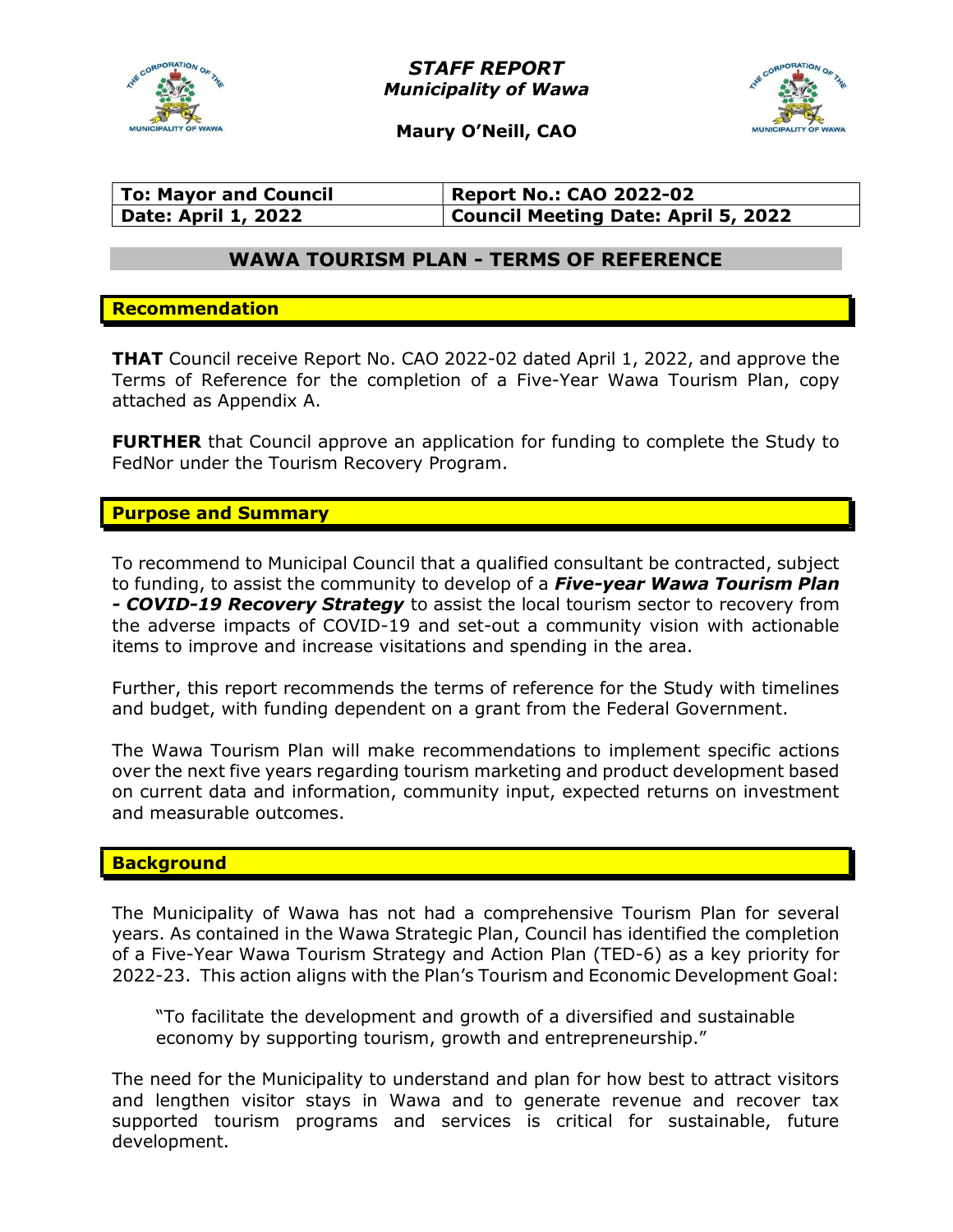***STAFF REPORT***
***Municipality of Wawa***

**Maury O'Neill, CAO**

| To: Mayor and Council | Report No.: CAO 2022-02 |
|---|---|
| Date: April 1, 2022 | Council Meeting Date: April 5, 2022 |

## WAWA TOURISM PLAN - TERMS OF REFERENCE

### Recommendation

**THAT** Council receive Report No. CAO 2022-02 dated April 1, 2022, and approve the Terms of Reference for the completion of a Five-Year Wawa Tourism Plan, copy attached as Appendix A.

**FURTHER** that Council approve an application for funding to complete the Study to FedNor under the Tourism Recovery Program.

### Purpose and Summary

To recommend to Municipal Council that a qualified consultant be contracted, subject to funding, to assist the community to develop of a ***Five-year Wawa Tourism Plan - COVID-19 Recovery Strategy*** to assist the local tourism sector to recovery from the adverse impacts of COVID-19 and set-out a community vision with actionable items to improve and increase visitations and spending in the area.

Further, this report recommends the terms of reference for the Study with timelines and budget, with funding dependent on a grant from the Federal Government.

The Wawa Tourism Plan will make recommendations to implement specific actions over the next five years regarding tourism marketing and product development based on current data and information, community input, expected returns on investment and measurable outcomes.

### Background

The Municipality of Wawa has not had a comprehensive Tourism Plan for several years. As contained in the Wawa Strategic Plan, Council has identified the completion of a Five-Year Wawa Tourism Strategy and Action Plan (TED-6) as a key priority for 2022-23. This action aligns with the Plan's Tourism and Economic Development Goal:

> "To facilitate the development and growth of a diversified and sustainable economy by supporting tourism, growth and entrepreneurship."

The need for the Municipality to understand and plan for how best to attract visitors and lengthen visitor stays in Wawa and to generate revenue and recover tax supported tourism programs and services is critical for sustainable, future development.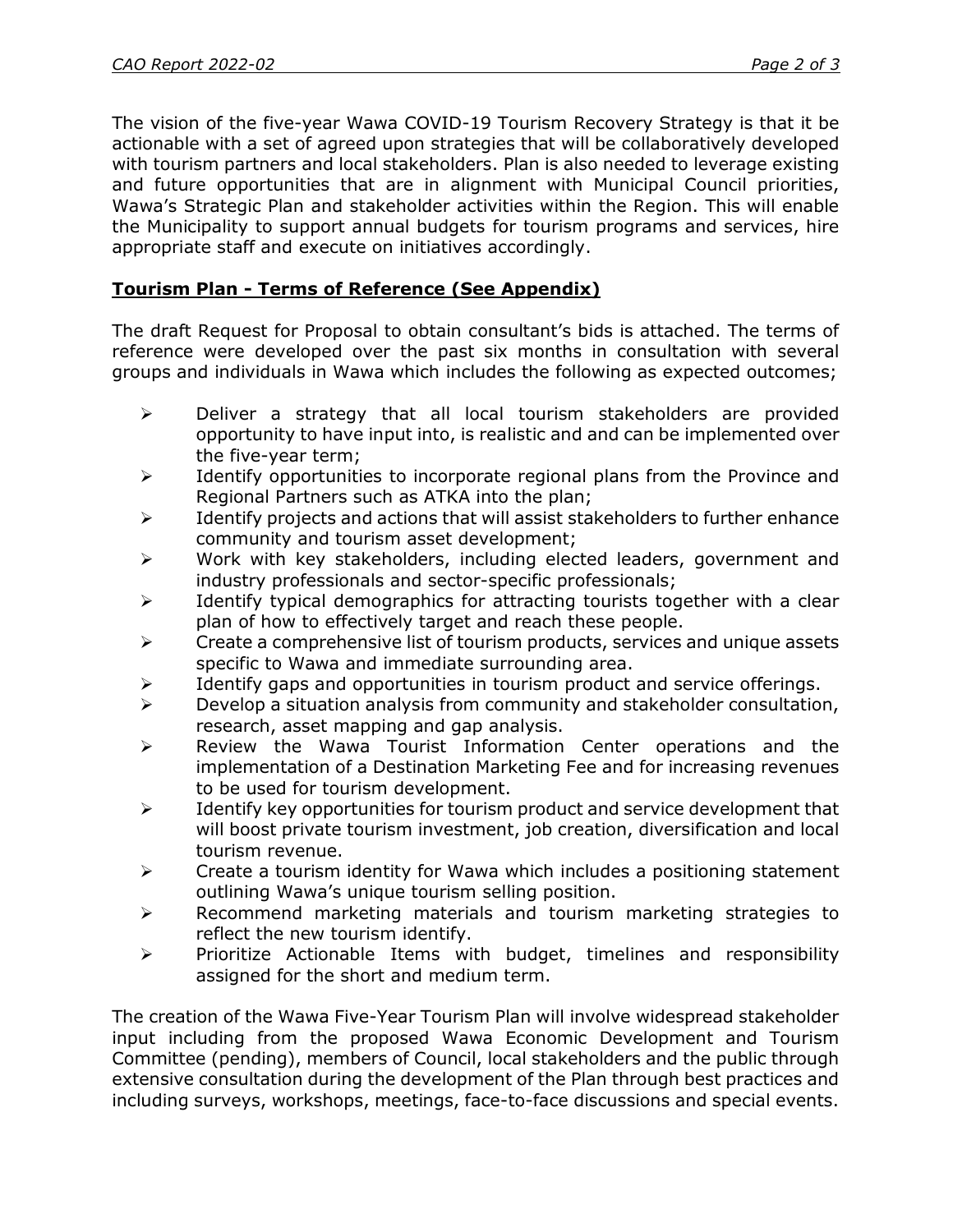The vision of the five-year Wawa COVID-19 Tourism Recovery Strategy is that it be actionable with a set of agreed upon strategies that will be collaboratively developed with tourism partners and local stakeholders. Plan is also needed to leverage existing and future opportunities that are in alignment with Municipal Council priorities, Wawa's Strategic Plan and stakeholder activities within the Region. This will enable the Municipality to support annual budgets for tourism programs and services, hire appropriate staff and execute on initiatives accordingly.

## **Tourism Plan - Terms of Reference (See Appendix)**

The draft Request for Proposal to obtain consultant's bids is attached. The terms of reference were developed over the past six months in consultation with several groups and individuals in Wawa which includes the following as expected outcomes;

- Deliver a strategy that all local tourism stakeholders are provided opportunity to have input into, is realistic and and can be implemented over the five-year term;
- Identify opportunities to incorporate regional plans from the Province and Regional Partners such as ATKA into the plan;
- Identify projects and actions that will assist stakeholders to further enhance community and tourism asset development;
- Work with key stakeholders, including elected leaders, government and industry professionals and sector-specific professionals;
- Identify typical demographics for attracting tourists together with a clear plan of how to effectively target and reach these people.
- Create a comprehensive list of tourism products, services and unique assets specific to Wawa and immediate surrounding area.
- Identify gaps and opportunities in tourism product and service offerings.
- Develop a situation analysis from community and stakeholder consultation, research, asset mapping and gap analysis.
- Review the Wawa Tourist Information Center operations and the implementation of a Destination Marketing Fee and for increasing revenues to be used for tourism development.
- Identify key opportunities for tourism product and service development that will boost private tourism investment, job creation, diversification and local tourism revenue.
- Create a tourism identity for Wawa which includes a positioning statement outlining Wawa's unique tourism selling position.
- Recommend marketing materials and tourism marketing strategies to reflect the new tourism identify.
- Prioritize Actionable Items with budget, timelines and responsibility assigned for the short and medium term.

The creation of the Wawa Five-Year Tourism Plan will involve widespread stakeholder input including from the proposed Wawa Economic Development and Tourism Committee (pending), members of Council, local stakeholders and the public through extensive consultation during the development of the Plan through best practices and including surveys, workshops, meetings, face-to-face discussions and special events.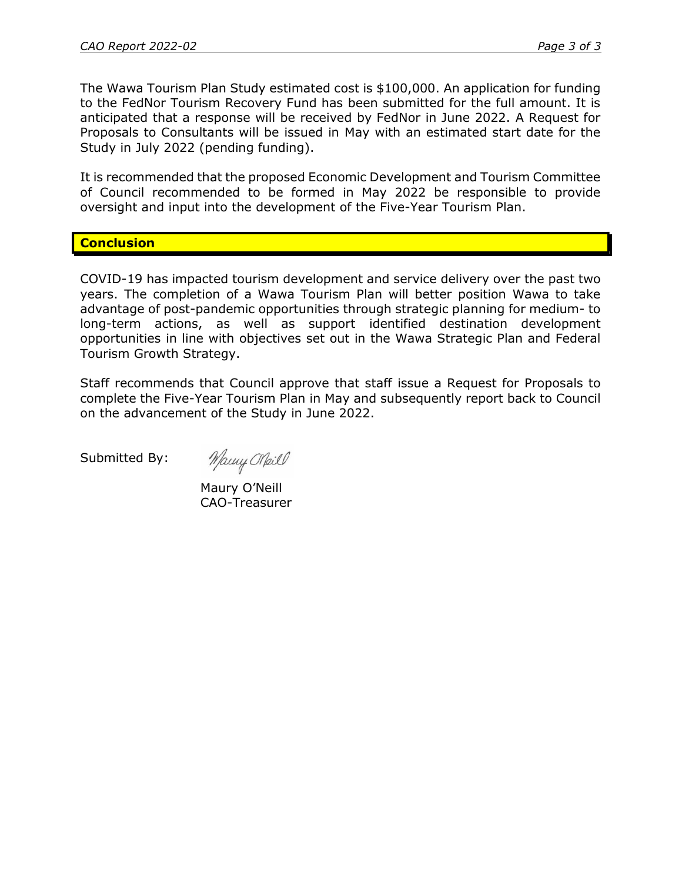The Wawa Tourism Plan Study estimated cost is $100,000. An application for funding to the FedNor Tourism Recovery Fund has been submitted for the full amount. It is anticipated that a response will be received by FedNor in June 2022. A Request for Proposals to Consultants will be issued in May with an estimated start date for the Study in July 2022 (pending funding).

It is recommended that the proposed Economic Development and Tourism Committee of Council recommended to be formed in May 2022 be responsible to provide oversight and input into the development of the Five-Year Tourism Plan.

## Conclusion

COVID-19 has impacted tourism development and service delivery over the past two years. The completion of a Wawa Tourism Plan will better position Wawa to take advantage of post-pandemic opportunities through strategic planning for medium- to long-term actions, as well as support identified destination development opportunities in line with objectives set out in the Wawa Strategic Plan and Federal Tourism Growth Strategy.

Staff recommends that Council approve that staff issue a Request for Proposals to complete the Five-Year Tourism Plan in May and subsequently report back to Council on the advancement of the Study in June 2022.

Submitted By:

Maury O'Neill
CAO-Treasurer